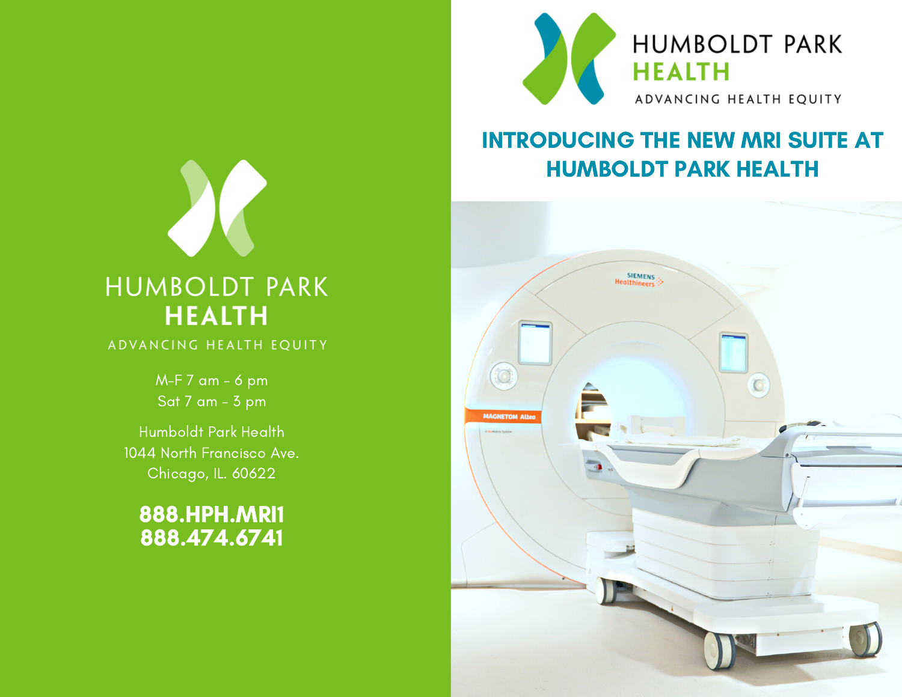# HUMBOLDT PARK HEALTH

ADVANCING HEALTH EQUITY

M-F 7 am – 6 pm
Sat 7 am – 3 pm

Humboldt Park Health
1044 North Francisco Ave.
Chicago, IL. 60622

**888.HPH.MRI1**
**888.474.6741**

HUMBOLDT PARK HEALTH

ADVANCING HEALTH EQUITY

## INTRODUCING THE NEW MRI SUITE AT HUMBOLDT PARK HEALTH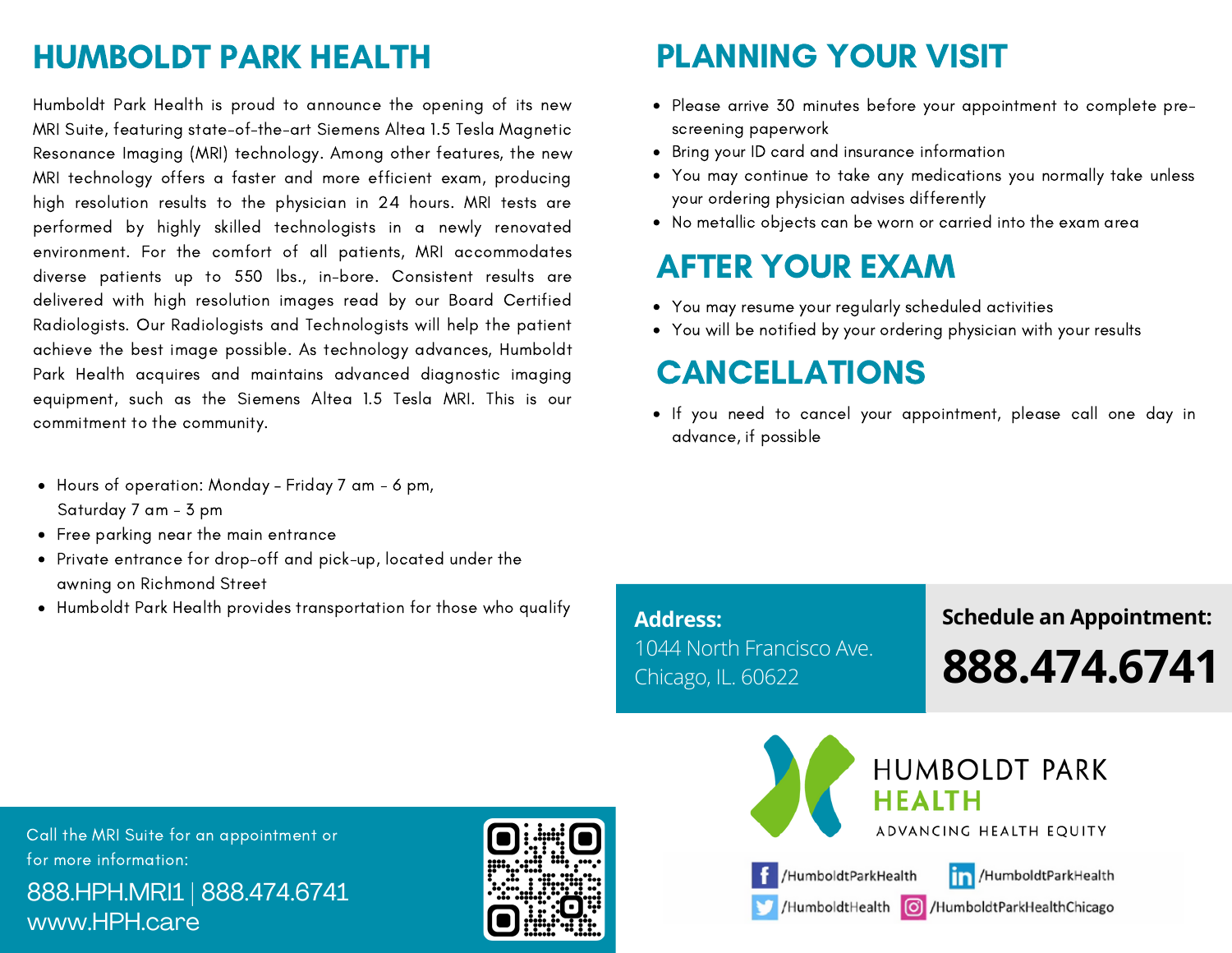# HUMBOLDT PARK HEALTH

Humboldt Park Health is proud to announce the opening of its new MRI Suite, featuring state-of-the-art Siemens Altea 1.5 Tesla Magnetic Resonance Imaging (MRI) technology. Among other features, the new MRI technology offers a faster and more efficient exam, producing high resolution results to the physician in 24 hours. MRI tests are performed by highly skilled technologists in a newly renovated environment. For the comfort of all patients, MRI accommodates diverse patients up to 550 lbs., in-bore. Consistent results are delivered with high resolution images read by our Board Certified Radiologists. Our Radiologists and Technologists will help the patient achieve the best image possible. As technology advances, Humboldt Park Health acquires and maintains advanced diagnostic imaging equipment, such as the Siemens Altea 1.5 Tesla MRI. This is our commitment to the community.

- Hours of operation: Monday - Friday 7 am - 6 pm, Saturday 7 am - 3 pm
- Free parking near the main entrance
- Private entrance for drop-off and pick-up, located under the awning on Richmond Street
- Humboldt Park Health provides transportation for those who qualify

Call the MRI Suite for an appointment or for more information:

888.HPH.MRI1 | 888.474.6741
www.HPH.care

# PLANNING YOUR VISIT

- Please arrive 30 minutes before your appointment to complete pre-screening paperwork
- Bring your ID card and insurance information
- You may continue to take any medications you normally take unless your ordering physician advises differently
- No metallic objects can be worn or carried into the exam area

# AFTER YOUR EXAM

- You may resume your regularly scheduled activities
- You will be notified by your ordering physician with your results

# CANCELLATIONS

- If you need to cancel your appointment, please call one day in advance, if possible

**Address:**
1044 North Francisco Ave.
Chicago, IL. 60622

**Schedule an Appointment:**
**888.474.6741**

HUMBOLDT PARK HEALTH
ADVANCING HEALTH EQUITY

/HumboldtParkHealth
/HumboldtParkHealth
/HumboldtHealth
/HumboldtParkHealthChicago